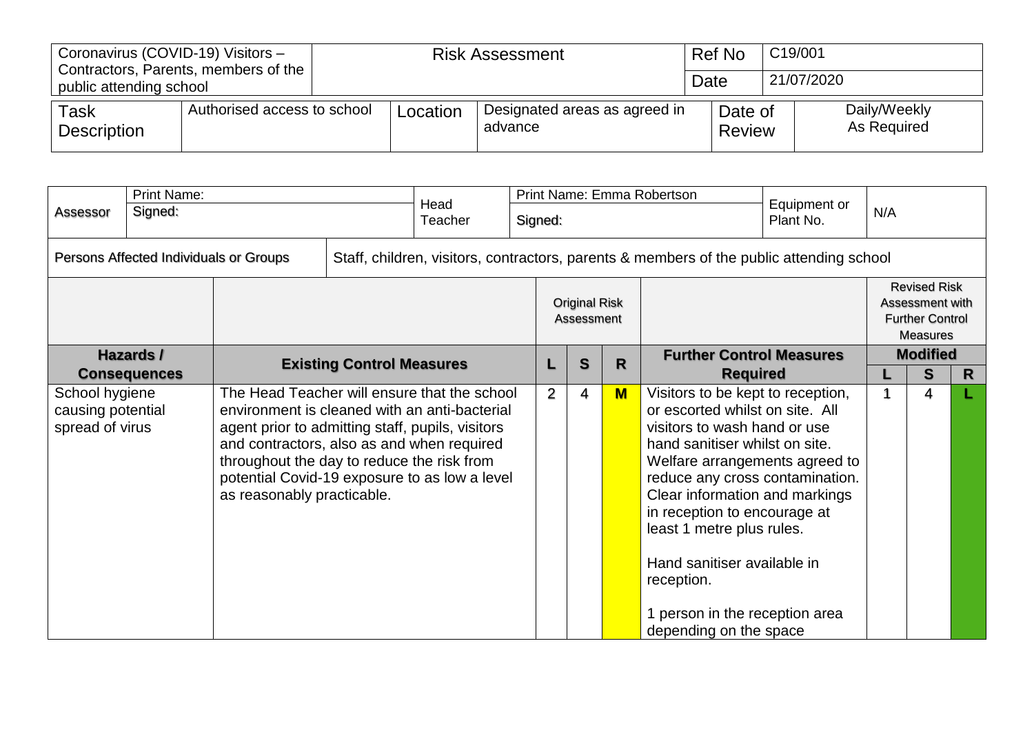| Coronavirus (COVID-19) Visitors – Contractors, Parents, members of the public attending school | Risk Assessment | Ref No | C19/001 |
|---|---|---|---|
| | | Date | 21/07/2020 |

| Task Description | Authorised access to school | Location | Designated areas as agreed in advance | Date of Review | Daily/Weekly As Required |
|---|---|---|---|---|---|

| Assessor | Print Name: Signed: | Head Teacher | Print Name: Emma Robertson Signed: | Equipment or Plant No. | N/A |
|---|---|---|---|---|---|

| Persons Affected Individuals or Groups | Staff, children, visitors, contractors, parents & members of the public attending school |
|---|---|

| Hazards / Consequences | Existing Control Measures | Original Risk Assessment | | | Further Control Measures Required | Revised Risk Assessment with Further Control Measures – Modified | | |
|---|---|---|---|---|---|---|---|---|
| | | L | S | R | | L | S | R |
| School hygiene causing potential spread of virus | The Head Teacher will ensure that the school environment is cleaned with an anti-bacterial agent prior to admitting staff, pupils, visitors and contractors, also as and when required throughout the day to reduce the risk from potential Covid-19 exposure to as low a level as reasonably practicable. | 2 | 4 | M | Visitors to be kept to reception, or escorted whilst on site. All visitors to wash hand or use hand sanitiser whilst on site. Welfare arrangements agreed to reduce any cross contamination. Clear information and markings in reception to encourage at least 1 metre plus rules.<br><br>Hand sanitiser available in reception.<br><br>1 person in the reception area depending on the space | 1 | 4 | L |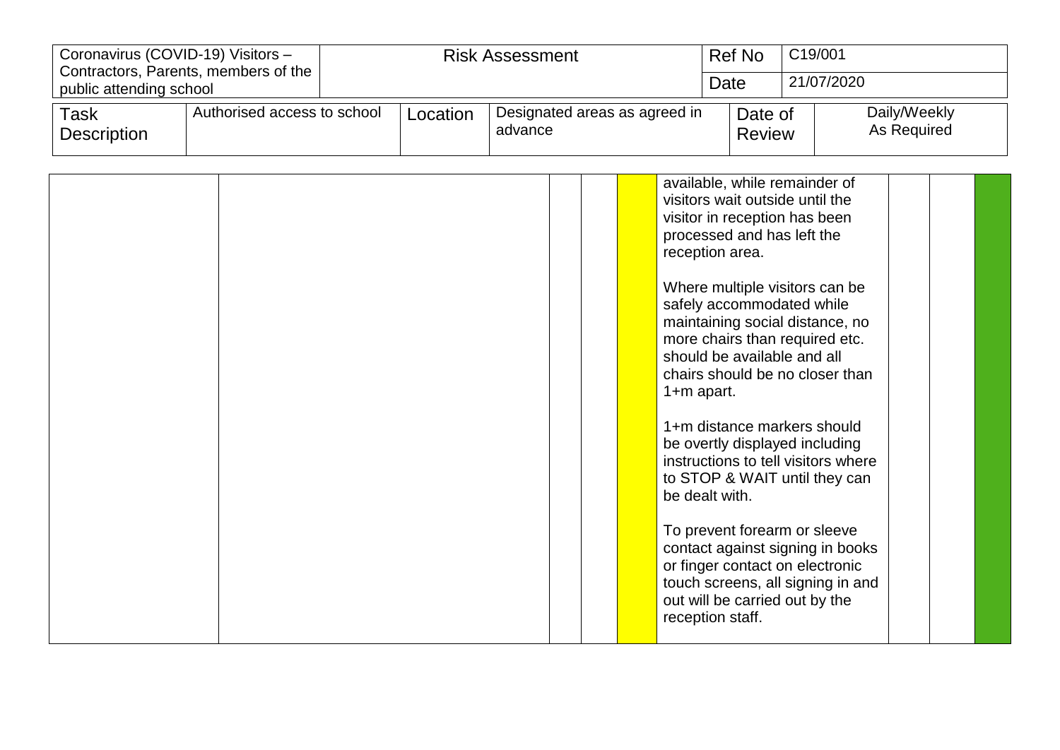| Coronavirus (COVID-19) Visitors – Contractors, Parents, members of the public attending school | Risk Assessment | | | Ref No | C19/001 |
|---|---|---|---|---|---|
| | | | | Date | 21/07/2020 |
| Task Description | Authorised access to school | Location | Designated areas as agreed in advance | Date of Review | Daily/Weekly As Required |

| | | | | | | | | |
|---|---|---|---|---|---|---|---|---|
| | | | | | available, while remainder of visitors wait outside until the visitor in reception has been processed and has left the reception area.<br><br>Where multiple visitors can be safely accommodated while maintaining social distance, no more chairs than required etc. should be available and all chairs should be no closer than 1+m apart.<br><br>1+m distance markers should be overtly displayed including instructions to tell visitors where to STOP & WAIT until they can be dealt with.<br><br>To prevent forearm or sleeve contact against signing in books or finger contact on electronic touch screens, all signing in and out will be carried out by the reception staff. | | | |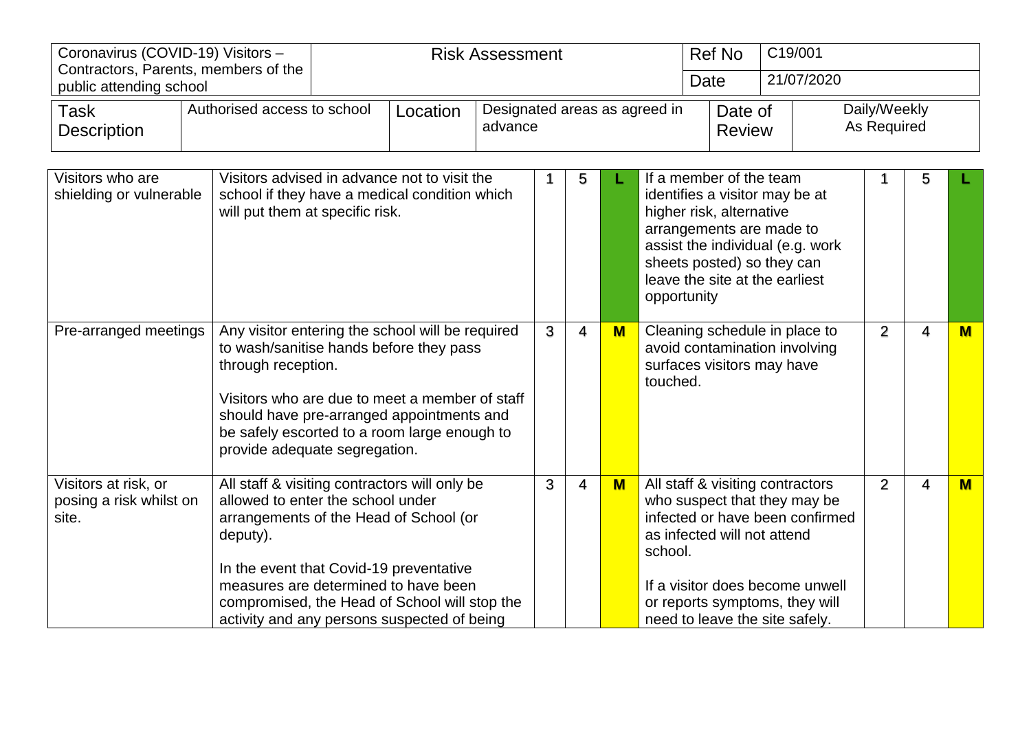| Coronavirus (COVID-19) Visitors – Contractors, Parents, members of the public attending school | Risk Assessment | Ref No | C19/001 |
|---|---|---|---|
| | | Date | 21/07/2020 |

| Task Description | Authorised access to school | Location | Designated areas as agreed in advance | Date of Review | Daily/Weekly As Required |
|---|---|---|---|---|---|

| | | | | | | | | |
|---|---|---|---|---|---|---|---|---|
| Visitors who are shielding or vulnerable | Visitors advised in advance not to visit the school if they have a medical condition which will put them at specific risk. | 1 | 5 | L | If a member of the team identifies a visitor may be at higher risk, alternative arrangements are made to assist the individual (e.g. work sheets posted) so they can leave the site at the earliest opportunity | 1 | 5 | L |
| Pre-arranged meetings | Any visitor entering the school will be required to wash/sanitise hands before they pass through reception.<br><br>Visitors who are due to meet a member of staff should have pre-arranged appointments and be safely escorted to a room large enough to provide adequate segregation. | 3 | 4 | M | Cleaning schedule in place to avoid contamination involving surfaces visitors may have touched. | 2 | 4 | M |
| Visitors at risk, or posing a risk whilst on site. | All staff & visiting contractors will only be allowed to enter the school under arrangements of the Head of School (or deputy).<br><br>In the event that Covid-19 preventative measures are determined to have been compromised, the Head of School will stop the activity and any persons suspected of being | 3 | 4 | M | All staff & visiting contractors who suspect that they may be infected or have been confirmed as infected will not attend school.<br><br>If a visitor does become unwell or reports symptoms, they will need to leave the site safely. | 2 | 4 | M |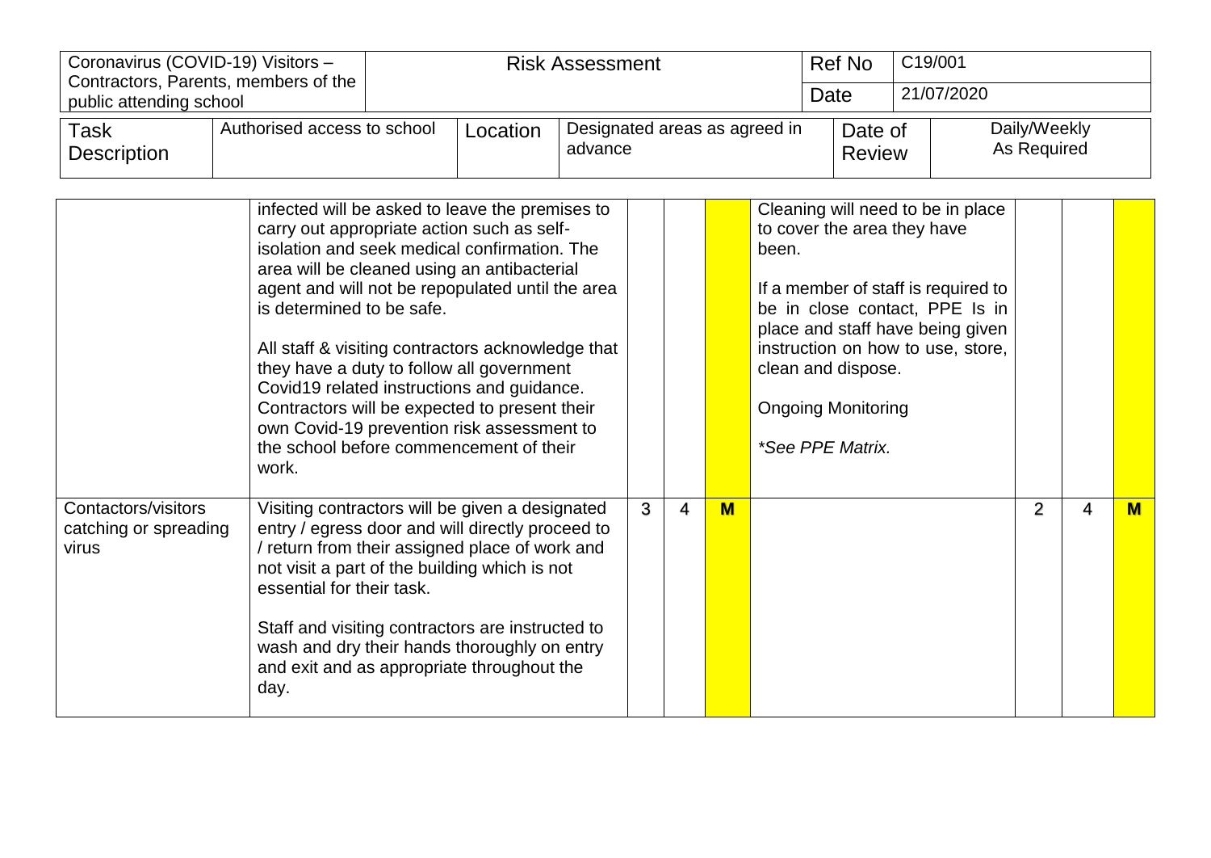| Coronavirus (COVID-19) Visitors – Contractors, Parents, members of the public attending school | Risk Assessment | | | Ref No | C19/001 |
|---|---|---|---|---|---|
| | | | | Date | 21/07/2020 |
| Task Description | Authorised access to school | Location | Designated areas as agreed in advance | Date of Review | Daily/Weekly As Required |

| | | | | | | | | |
|---|---|---|---|---|---|---|---|---|
| | infected will be asked to leave the premises to carry out appropriate action such as self-isolation and seek medical confirmation. The area will be cleaned using an antibacterial agent and will not be repopulated until the area is determined to be safe.<br><br>All staff & visiting contractors acknowledge that they have a duty to follow all government Covid19 related instructions and guidance. Contractors will be expected to present their own Covid-19 prevention risk assessment to the school before commencement of their work. | | | | Cleaning will need to be in place to cover the area they have been.<br><br>If a member of staff is required to be in close contact, PPE Is in place and staff have being given instruction on how to use, store, clean and dispose.<br><br>Ongoing Monitoring<br><br>*\*See PPE Matrix.* | | | |
| Contactors/visitors catching or spreading virus | Visiting contractors will be given a designated entry / egress door and will directly proceed to / return from their assigned place of work and not visit a part of the building which is not essential for their task.<br><br>Staff and visiting contractors are instructed to wash and dry their hands thoroughly on entry and exit and as appropriate throughout the day. | 3 | 4 | **M** | | 2 | 4 | **M** |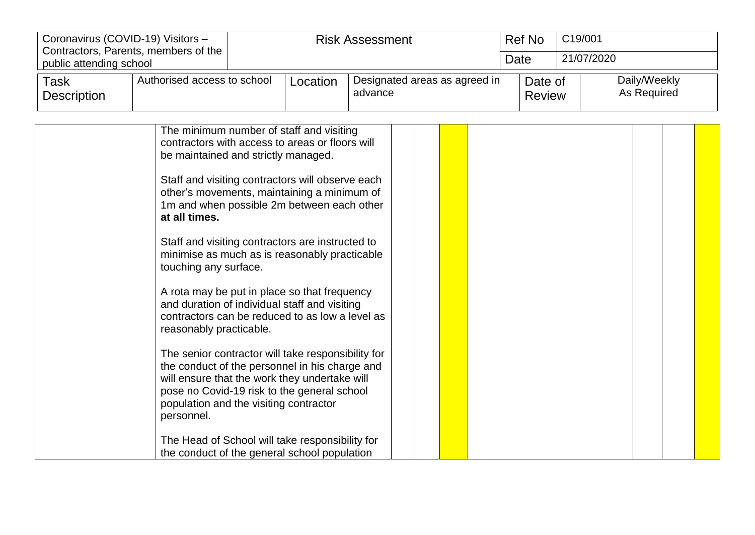| Coronavirus (COVID-19) Visitors – Contractors, Parents, members of the public attending school | Risk Assessment | Ref No | C19/001 |
| --- | --- | --- | --- |
| | | Date | 21/07/2020 |

| Task Description | Authorised access to school | Location | Designated areas as agreed in advance | Date of Review | Daily/Weekly As Required |
| --- | --- | --- | --- | --- | --- |

| | | | | | | | | |
| --- | --- | --- | --- | --- | --- | --- | --- | --- |
| | The minimum number of staff and visiting contractors with access to areas or floors will be maintained and strictly managed.<br><br>Staff and visiting contractors will observe each other's movements, maintaining a minimum of 1m and when possible 2m between each other **at all times.**<br><br>Staff and visiting contractors are instructed to minimise as much as is reasonably practicable touching any surface.<br><br>A rota may be put in place so that frequency and duration of individual staff and visiting contractors can be reduced to as low a level as reasonably practicable.<br><br>The senior contractor will take responsibility for the conduct of the personnel in his charge and will ensure that the work they undertake will pose no Covid-19 risk to the general school population and the visiting contractor personnel.<br><br>The Head of School will take responsibility for the conduct of the general school population | | | | | | | |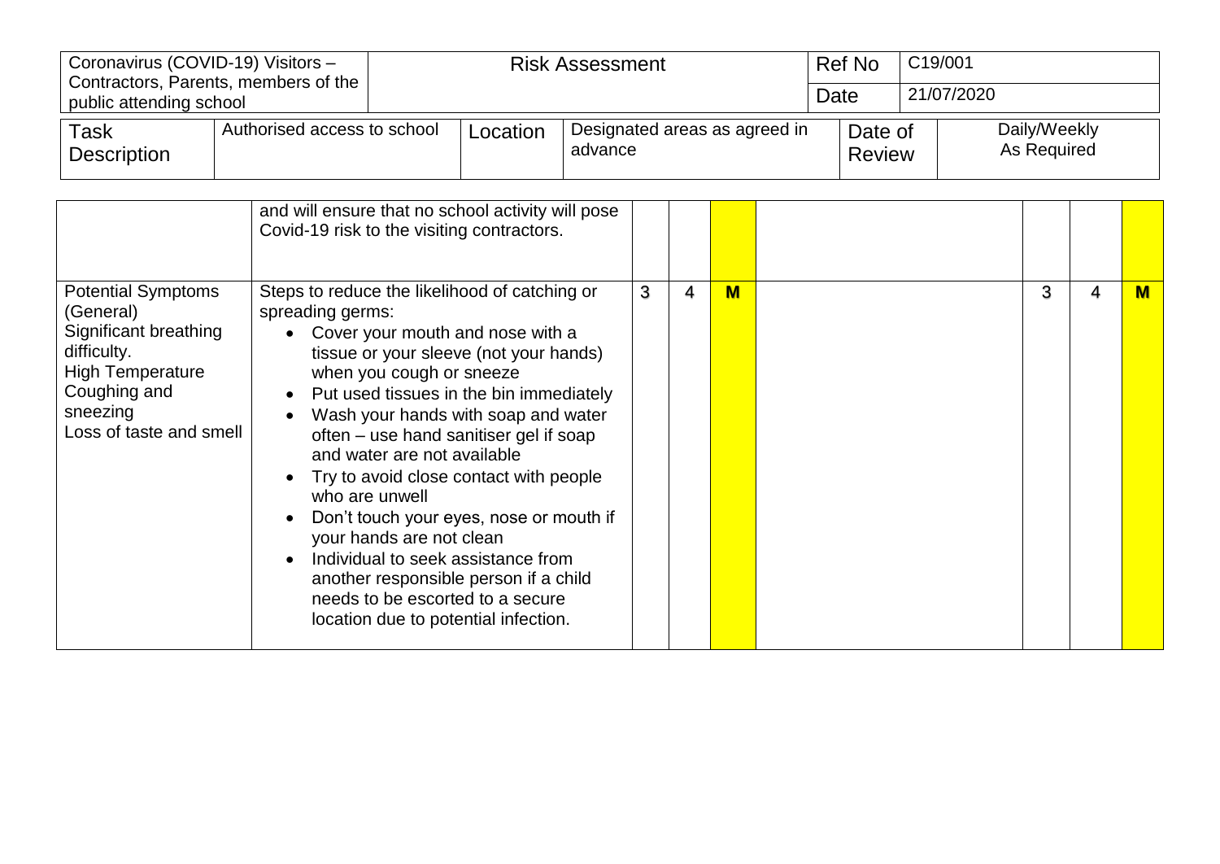| Coronavirus (COVID-19) Visitors – Contractors, Parents, members of the public attending school | Risk Assessment | Ref No | C19/001 |
|---|---|---|---|
| | | Date | 21/07/2020 |

| Task Description | Authorised access to school | Location | Designated areas as agreed in advance | Date of Review | Daily/Weekly As Required |
|---|---|---|---|---|---|

| | | | | | | | | |
|---|---|---|---|---|---|---|---|---|
| | and will ensure that no school activity will pose Covid-19 risk to the visiting contractors. | | | | | | | |
| Potential Symptoms (General)<br>Significant breathing difficulty.<br>High Temperature<br>Coughing and sneezing<br>Loss of taste and smell | Steps to reduce the likelihood of catching or spreading germs:<br>• Cover your mouth and nose with a tissue or your sleeve (not your hands) when you cough or sneeze<br>• Put used tissues in the bin immediately<br>• Wash your hands with soap and water often – use hand sanitiser gel if soap and water are not available<br>• Try to avoid close contact with people who are unwell<br>• Don't touch your eyes, nose or mouth if your hands are not clean<br>• Individual to seek assistance from another responsible person if a child needs to be escorted to a secure location due to potential infection. | 3 | 4 | **M** | | 3 | 4 | **M** |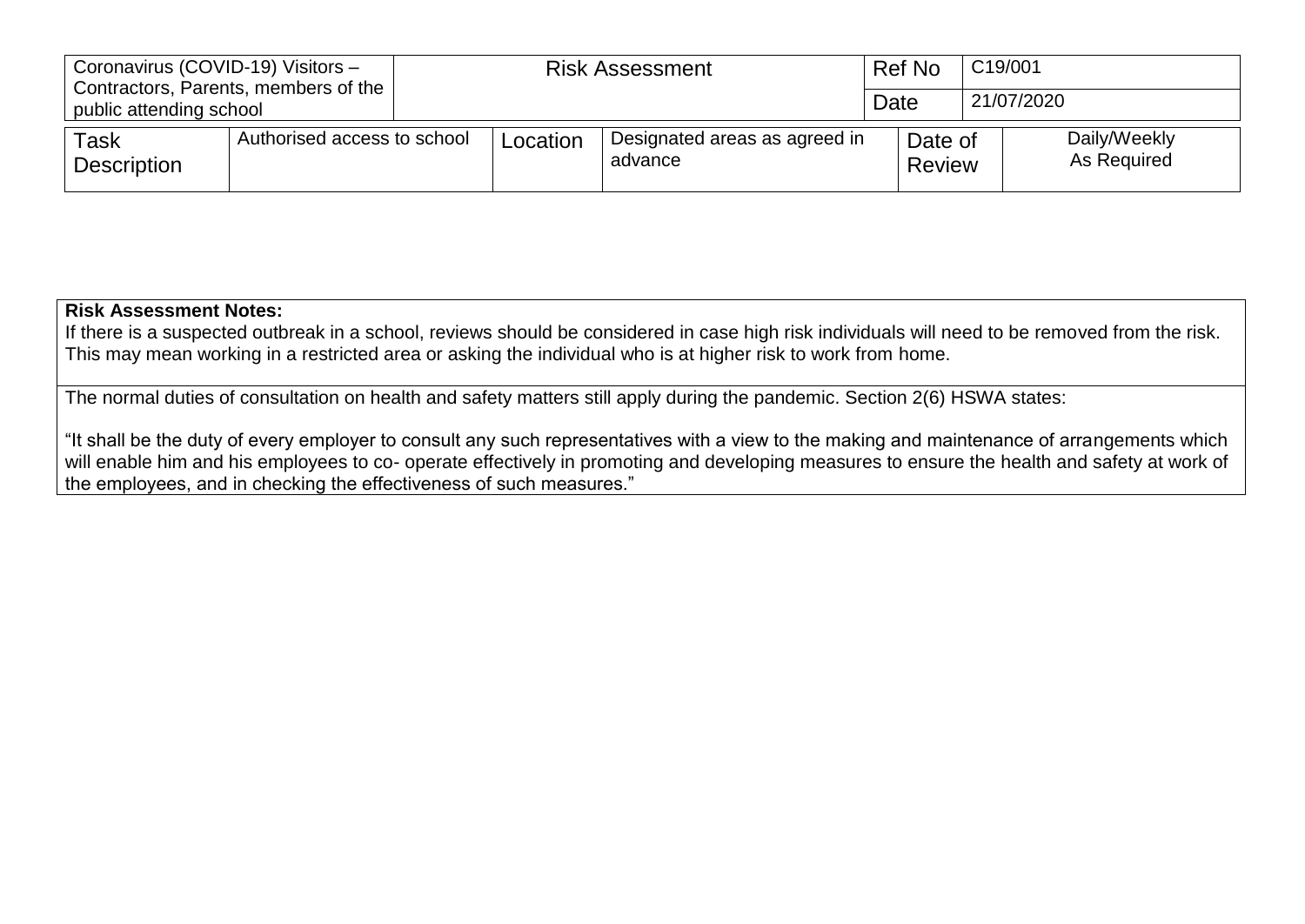| Coronavirus (COVID-19) Visitors – Contractors, Parents, members of the public attending school | Risk Assessment | Ref No | C19/001 |
|---|---|---|---|
| | | Date | 21/07/2020 |

| Task Description | Authorised access to school | Location | Designated areas as agreed in advance | Date of Review | Daily/Weekly As Required |
|---|---|---|---|---|---|

**Risk Assessment Notes:**
If there is a suspected outbreak in a school, reviews should be considered in case high risk individuals will need to be removed from the risk. This may mean working in a restricted area or asking the individual who is at higher risk to work from home.

The normal duties of consultation on health and safety matters still apply during the pandemic. Section 2(6) HSWA states:

"It shall be the duty of every employer to consult any such representatives with a view to the making and maintenance of arrangements which will enable him and his employees to co- operate effectively in promoting and developing measures to ensure the health and safety at work of the employees, and in checking the effectiveness of such measures."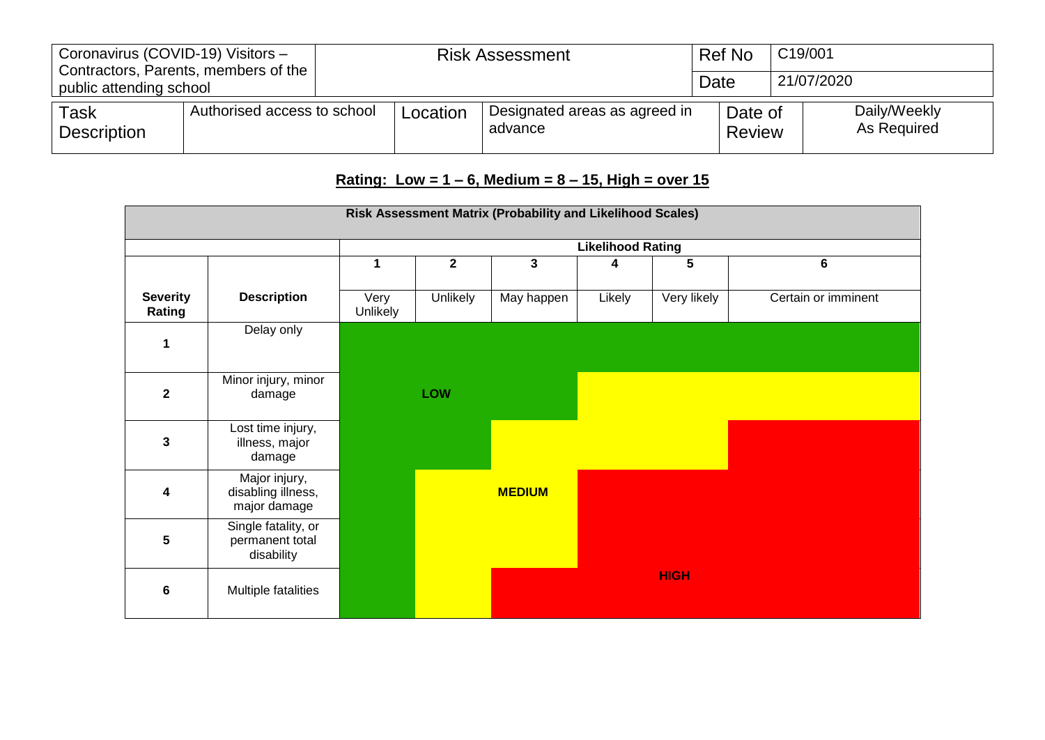| Coronavirus (COVID-19) Visitors – Contractors, Parents, members of the public attending school | Risk Assessment | Ref No | C19/001 |
|---|---|---|---|
| | | Date | 21/07/2020 |

| Task Description | Authorised access to school | Location | Designated areas as agreed in advance | Date of Review | Daily/Weekly As Required |
|---|---|---|---|---|---|

**Rating: Low = 1 – 6, Medium = 8 – 15, High = over 15**

| Risk Assessment Matrix (Probability and Likelihood Scales) | | | | | | | |
|---|---|---|---|---|---|---|---|
| | | Likelihood Rating | | | | | |
| | | 1 | 2 | 3 | 4 | 5 | 6 |
| Severity Rating | Description | Very Unlikely | Unlikely | May happen | Likely | Very likely | Certain or imminent |
| 1 | Delay only | LOW | LOW | LOW | LOW | LOW | LOW |
| 2 | Minor injury, minor damage | LOW | LOW | LOW | MEDIUM | MEDIUM | MEDIUM |
| 3 | Lost time injury, illness, major damage | LOW | LOW | MEDIUM | MEDIUM | MEDIUM | HIGH |
| 4 | Major injury, disabling illness, major damage | LOW | MEDIUM | MEDIUM | HIGH | HIGH | HIGH |
| 5 | Single fatality, or permanent total disability | LOW | MEDIUM | MEDIUM | HIGH | HIGH | HIGH |
| 6 | Multiple fatalities | LOW | MEDIUM | HIGH | HIGH | HIGH | HIGH |